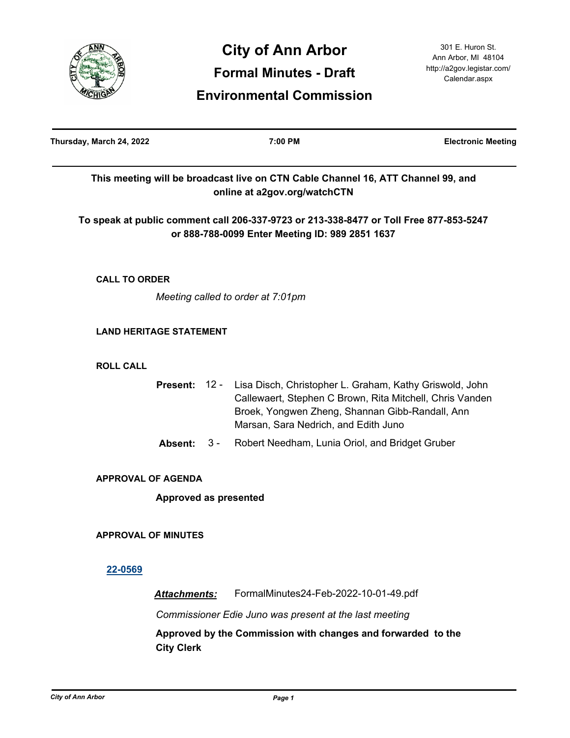# City of Ann Arbor

## Formal Minutes - Draft

## Environmental Commission

301 E. Huron St.
Ann Arbor, MI 48104
http://a2gov.legistar.com/Calendar.aspx

**Thursday, March 24, 2022** | **7:00 PM** | **Electronic Meeting**

**This meeting will be broadcast live on CTN Cable Channel 16, ATT Channel 99, and online at a2gov.org/watchCTN**

**To speak at public comment call 206-337-9723 or 213-338-8477 or Toll Free 877-853-5247 or 888-788-0099 Enter Meeting ID: 989 2851 1637**

### CALL TO ORDER

*Meeting called to order at 7:01pm*

### LAND HERITAGE STATEMENT

### ROLL CALL

**Present:** 12 - Lisa Disch, Christopher L. Graham, Kathy Griswold, John Callewaert, Stephen C Brown, Rita Mitchell, Chris Vanden Broek, Yongwen Zheng, Shannan Gibb-Randall, Ann Marsan, Sara Nedrich, and Edith Juno

**Absent:** 3 - Robert Needham, Lunia Oriol, and Bridget Gruber

### APPROVAL OF AGENDA

**Approved as presented**

### APPROVAL OF MINUTES

**22-0569**

***Attachments:*** FormalMinutes24-Feb-2022-10-01-49.pdf

*Commissioner Edie Juno was present at the last meeting*

**Approved by the Commission with changes and forwarded to the City Clerk**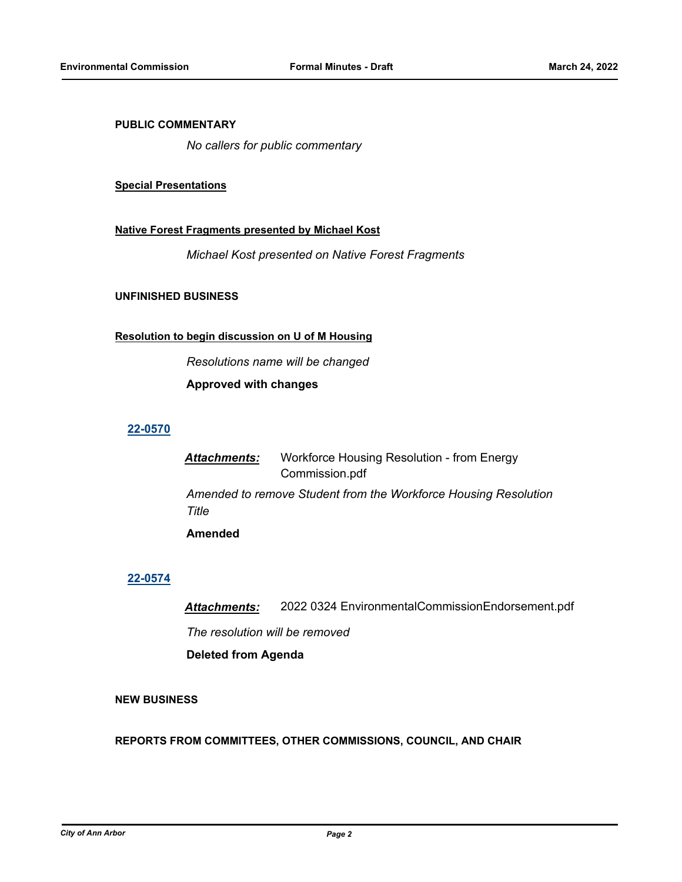## PUBLIC COMMENTARY

*No callers for public commentary*

### Special Presentations

#### Native Forest Fragments presented by Michael Kost

*Michael Kost presented on Native Forest Fragments*

## UNFINISHED BUSINESS

#### Resolution to begin discussion on U of M Housing

*Resolutions name will be changed*

**Approved with changes**

### 22-0570

***Attachments:*** Workforce Housing Resolution - from Energy Commission.pdf

*Amended to remove Student from the Workforce Housing Resolution Title*

**Amended**

### 22-0574

***Attachments:*** 2022 0324 EnvironmentalCommissionEndorsement.pdf

*The resolution will be removed*

**Deleted from Agenda**

## NEW BUSINESS

## REPORTS FROM COMMITTEES, OTHER COMMISSIONS, COUNCIL, AND CHAIR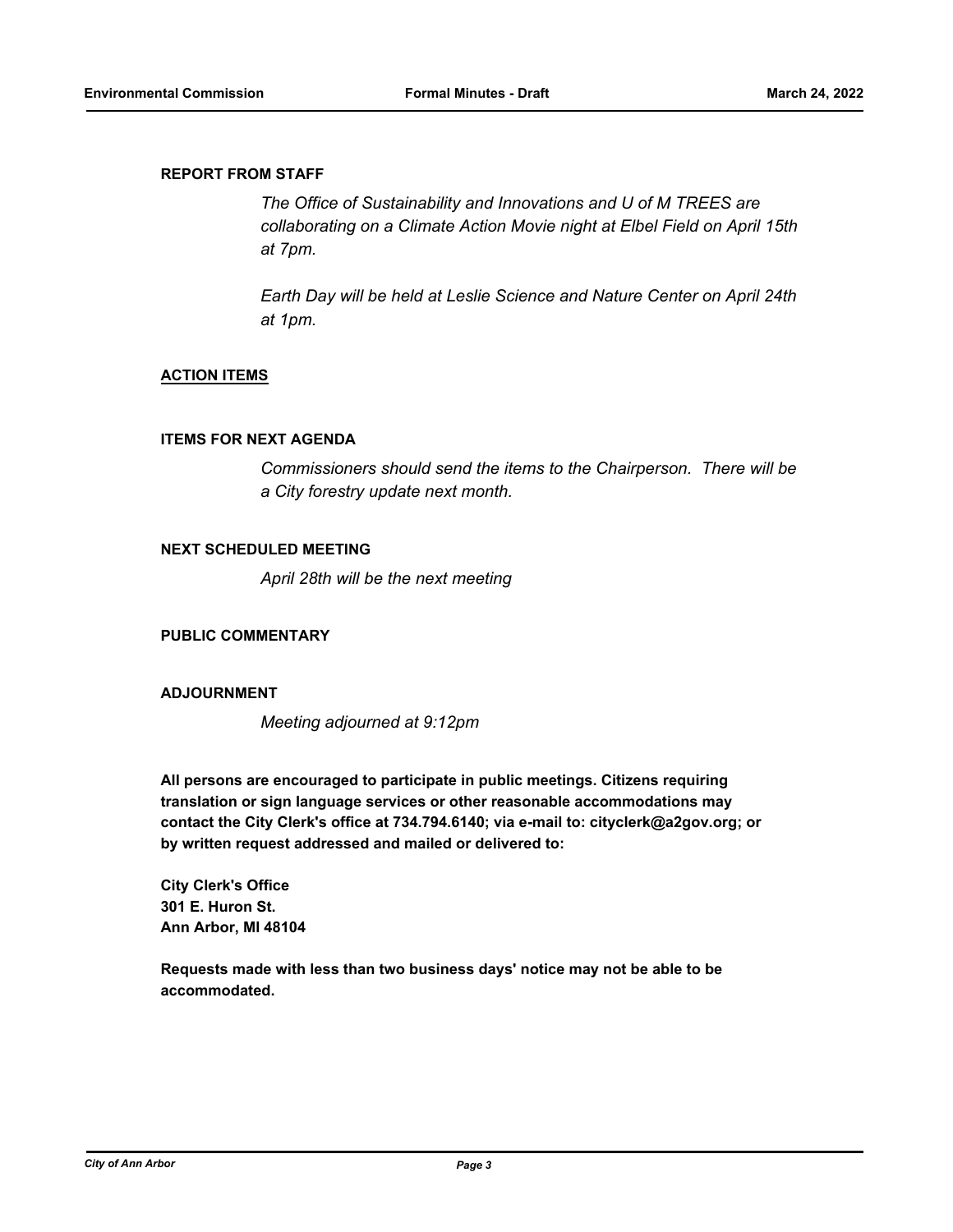**REPORT FROM STAFF**

*The Office of Sustainability and Innovations and U of M TREES are collaborating on a Climate Action Movie night at Elbel Field on April 15th at 7pm.*

*Earth Day will be held at Leslie Science and Nature Center on April 24th at 1pm.*

**ACTION ITEMS**

**ITEMS FOR NEXT AGENDA**

*Commissioners should send the items to the Chairperson. There will be a City forestry update next month.*

**NEXT SCHEDULED MEETING**

*April 28th will be the next meeting*

**PUBLIC COMMENTARY**

**ADJOURNMENT**

*Meeting adjourned at 9:12pm*

**All persons are encouraged to participate in public meetings. Citizens requiring translation or sign language services or other reasonable accommodations may contact the City Clerk's office at 734.794.6140; via e-mail to: cityclerk@a2gov.org; or by written request addressed and mailed or delivered to:**

**City Clerk's Office**
**301 E. Huron St.**
**Ann Arbor, MI 48104**

**Requests made with less than two business days' notice may not be able to be accommodated.**